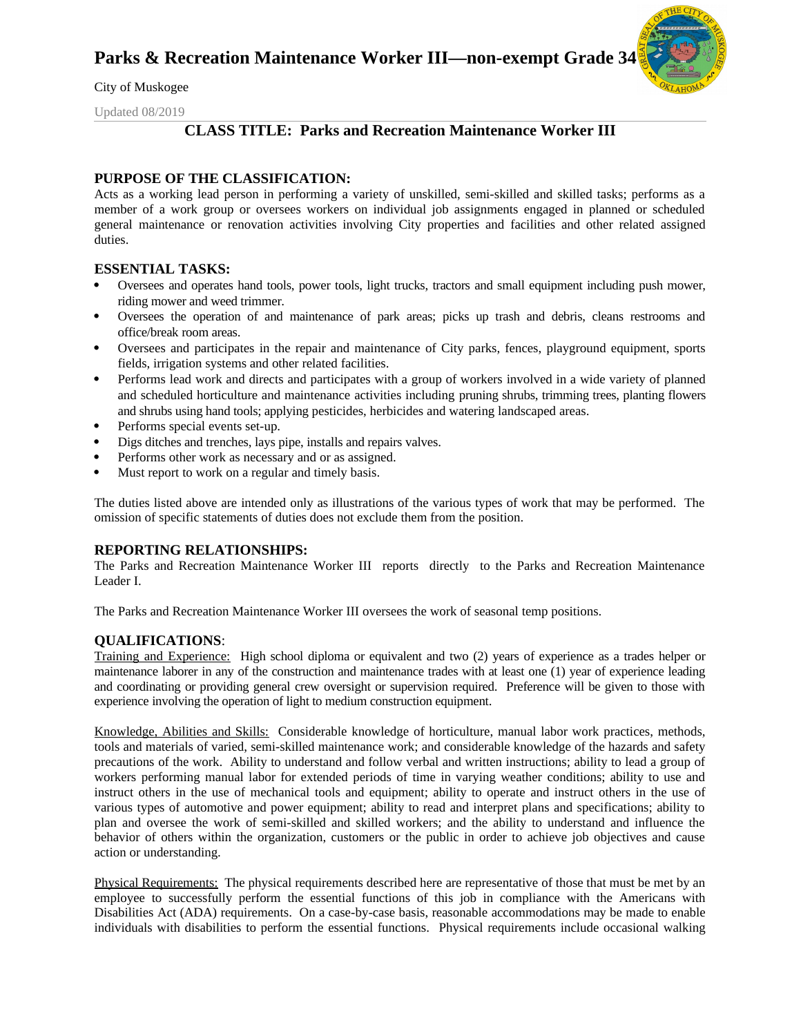# Parks & Recreation Maintenance Worker III—non-exempt Grade 34

City of Muskogee

Updated 08/2019

## CLASS TITLE: Parks and Recreation Maintenance Worker III

### PURPOSE OF THE CLASSIFICATION:

Acts as a working lead person in performing a variety of unskilled, semi-skilled and skilled tasks; performs as a member of a work group or oversees workers on individual job assignments engaged in planned or scheduled general maintenance or renovation activities involving City properties and facilities and other related assigned duties.

### ESSENTIAL TASKS:

- Oversees and operates hand tools, power tools, light trucks, tractors and small equipment including push mower, riding mower and weed trimmer.
- Oversees the operation of and maintenance of park areas; picks up trash and debris, cleans restrooms and office/break room areas.
- Oversees and participates in the repair and maintenance of City parks, fences, playground equipment, sports fields, irrigation systems and other related facilities.
- Performs lead work and directs and participates with a group of workers involved in a wide variety of planned and scheduled horticulture and maintenance activities including pruning shrubs, trimming trees, planting flowers and shrubs using hand tools; applying pesticides, herbicides and watering landscaped areas.
- Performs special events set-up.
- Digs ditches and trenches, lays pipe, installs and repairs valves.
- Performs other work as necessary and or as assigned.
- Must report to work on a regular and timely basis.

The duties listed above are intended only as illustrations of the various types of work that may be performed. The omission of specific statements of duties does not exclude them from the position.

### REPORTING RELATIONSHIPS:

The Parks and Recreation Maintenance Worker III reports directly to the Parks and Recreation Maintenance Leader I.

The Parks and Recreation Maintenance Worker III oversees the work of seasonal temp positions.

### QUALIFICATIONS:

Training and Experience: High school diploma or equivalent and two (2) years of experience as a trades helper or maintenance laborer in any of the construction and maintenance trades with at least one (1) year of experience leading and coordinating or providing general crew oversight or supervision required. Preference will be given to those with experience involving the operation of light to medium construction equipment.

Knowledge, Abilities and Skills: Considerable knowledge of horticulture, manual labor work practices, methods, tools and materials of varied, semi-skilled maintenance work; and considerable knowledge of the hazards and safety precautions of the work. Ability to understand and follow verbal and written instructions; ability to lead a group of workers performing manual labor for extended periods of time in varying weather conditions; ability to use and instruct others in the use of mechanical tools and equipment; ability to operate and instruct others in the use of various types of automotive and power equipment; ability to read and interpret plans and specifications; ability to plan and oversee the work of semi-skilled and skilled workers; and the ability to understand and influence the behavior of others within the organization, customers or the public in order to achieve job objectives and cause action or understanding.

Physical Requirements: The physical requirements described here are representative of those that must be met by an employee to successfully perform the essential functions of this job in compliance with the Americans with Disabilities Act (ADA) requirements. On a case-by-case basis, reasonable accommodations may be made to enable individuals with disabilities to perform the essential functions. Physical requirements include occasional walking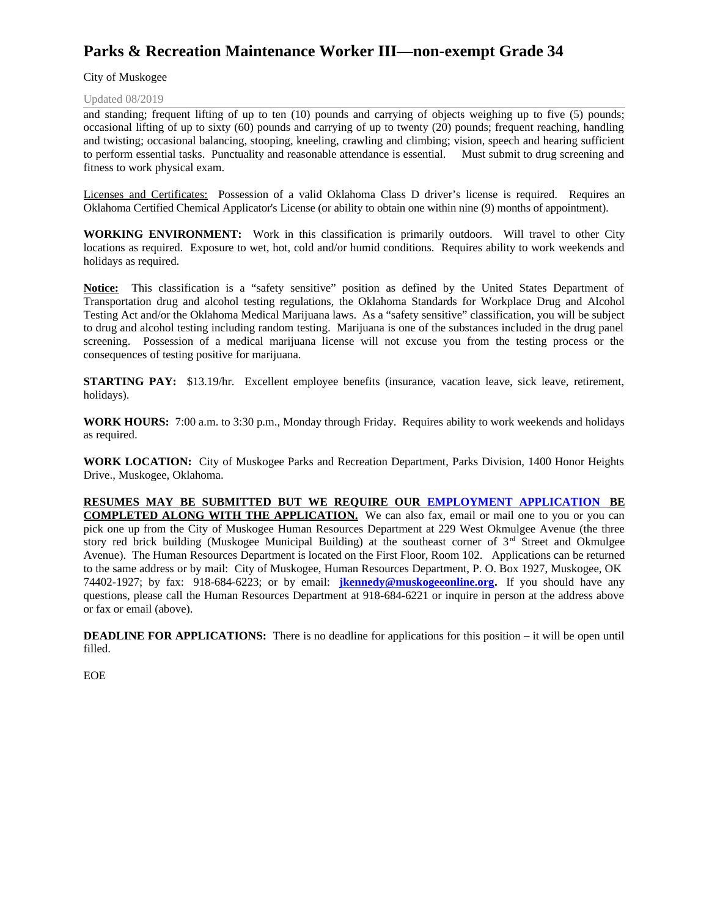and standing; frequent lifting of up to ten (10) pounds and carrying of objects weighing up to five (5) pounds; occasional lifting of up to sixty (60) pounds and carrying of up to twenty (20) pounds; frequent reaching, handling and twisting; occasional balancing, stooping, kneeling, crawling and climbing; vision, speech and hearing sufficient to perform essential tasks. Punctuality and reasonable attendance is essential. Must submit to drug screening and fitness to work physical exam.

Licenses and Certificates: Possession of a valid Oklahoma Class D driver's license is required. Requires an Oklahoma Certified Chemical Applicator's License (or ability to obtain one within nine (9) months of appointment).

**WORKING ENVIRONMENT:** Work in this classification is primarily outdoors. Will travel to other City locations as required. Exposure to wet, hot, cold and/or humid conditions. Requires ability to work weekends and holidays as required.

**Notice:** This classification is a "safety sensitive" position as defined by the United States Department of Transportation drug and alcohol testing regulations, the Oklahoma Standards for Workplace Drug and Alcohol Testing Act and/or the Oklahoma Medical Marijuana laws. As a "safety sensitive" classification, you will be subject to drug and alcohol testing including random testing. Marijuana is one of the substances included in the drug panel screening. Possession of a medical marijuana license will not excuse you from the testing process or the consequences of testing positive for marijuana.

**STARTING PAY:** $13.19/hr. Excellent employee benefits (insurance, vacation leave, sick leave, retirement, holidays).

**WORK HOURS:** 7:00 a.m. to 3:30 p.m., Monday through Friday. Requires ability to work weekends and holidays as required.

**WORK LOCATION:** City of Muskogee Parks and Recreation Department, Parks Division, 1400 Honor Heights Drive., Muskogee, Oklahoma.

**RESUMES MAY BE SUBMITTED BUT WE REQUIRE OUR EMPLOYMENT APPLICATION BE COMPLETED ALONG WITH THE APPLICATION.** We can also fax, email or mail one to you or you can pick one up from the City of Muskogee Human Resources Department at 229 West Okmulgee Avenue (the three story red brick building (Muskogee Municipal Building) at the southeast corner of 3rd Street and Okmulgee Avenue). The Human Resources Department is located on the First Floor, Room 102. Applications can be returned to the same address or by mail: City of Muskogee, Human Resources Department, P. O. Box 1927, Muskogee, OK 74402-1927; by fax: 918-684-6223; or by email: **jkennedy@muskogeeonline.org.** If you should have any questions, please call the Human Resources Department at 918-684-6221 or inquire in person at the address above or fax or email (above).

**DEADLINE FOR APPLICATIONS:** There is no deadline for applications for this position – it will be open until filled.

EOE